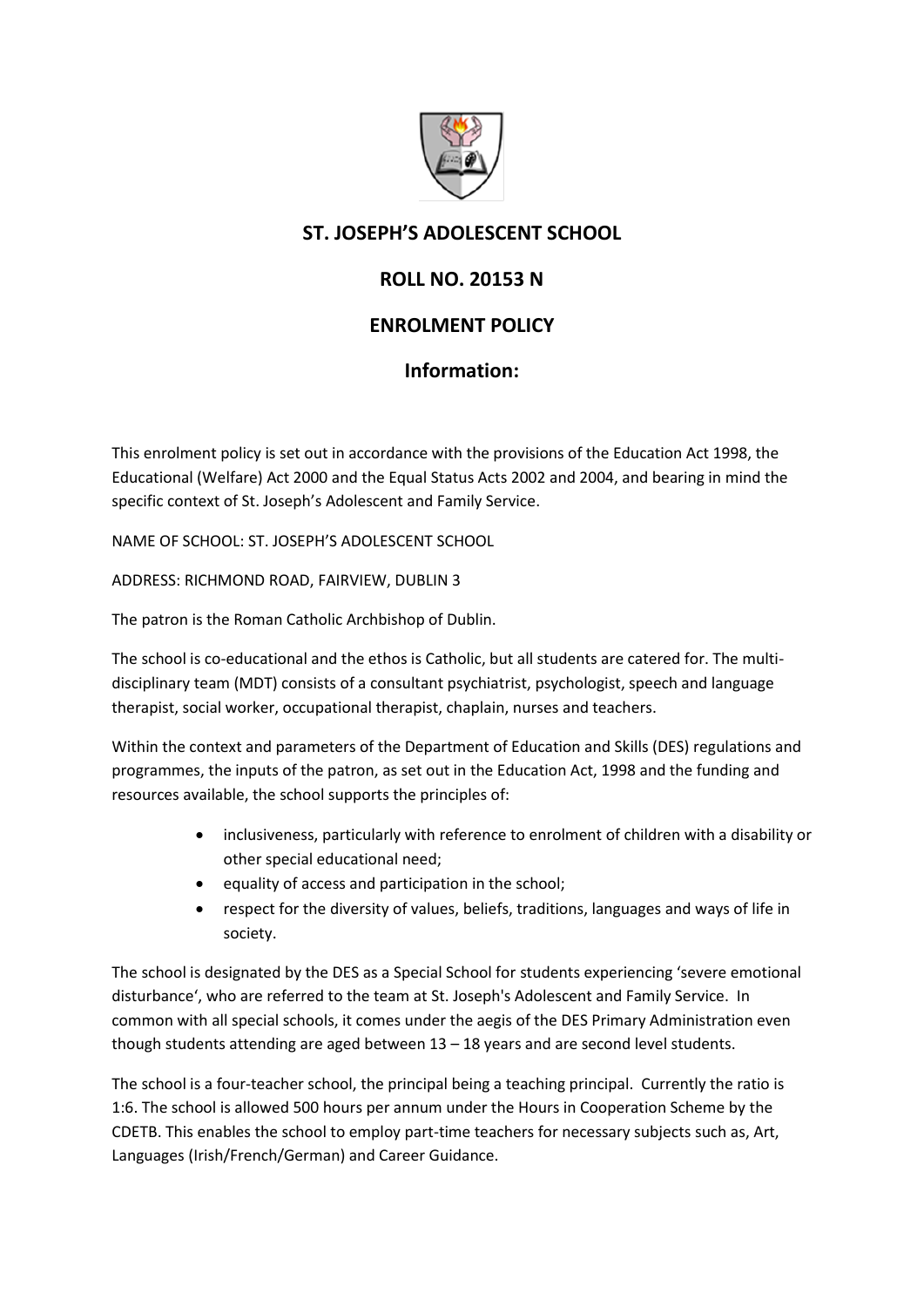# ST. JOSEPH'S ADOLESCENT SCHOOL

## ROLL NO. 20153 N

## ENROLMENT POLICY

## Information:

This enrolment policy is set out in accordance with the provisions of the Education Act 1998, the Educational (Welfare) Act 2000 and the Equal Status Acts 2002 and 2004, and bearing in mind the specific context of St. Joseph's Adolescent and Family Service.

NAME OF SCHOOL: ST. JOSEPH'S ADOLESCENT SCHOOL

ADDRESS: RICHMOND ROAD, FAIRVIEW, DUBLIN 3

The patron is the Roman Catholic Archbishop of Dublin.

The school is co-educational and the ethos is Catholic, but all students are catered for. The multi-disciplinary team (MDT) consists of a consultant psychiatrist, psychologist, speech and language therapist, social worker, occupational therapist, chaplain, nurses and teachers.

Within the context and parameters of the Department of Education and Skills (DES) regulations and programmes, the inputs of the patron, as set out in the Education Act, 1998 and the funding and resources available, the school supports the principles of:

- inclusiveness, particularly with reference to enrolment of children with a disability or other special educational need;
- equality of access and participation in the school;
- respect for the diversity of values, beliefs, traditions, languages and ways of life in society.

The school is designated by the DES as a Special School for students experiencing 'severe emotional disturbance', who are referred to the team at St. Joseph's Adolescent and Family Service. In common with all special schools, it comes under the aegis of the DES Primary Administration even though students attending are aged between 13 – 18 years and are second level students.

The school is a four-teacher school, the principal being a teaching principal. Currently the ratio is 1:6. The school is allowed 500 hours per annum under the Hours in Cooperation Scheme by the CDETB. This enables the school to employ part-time teachers for necessary subjects such as, Art, Languages (Irish/French/German) and Career Guidance.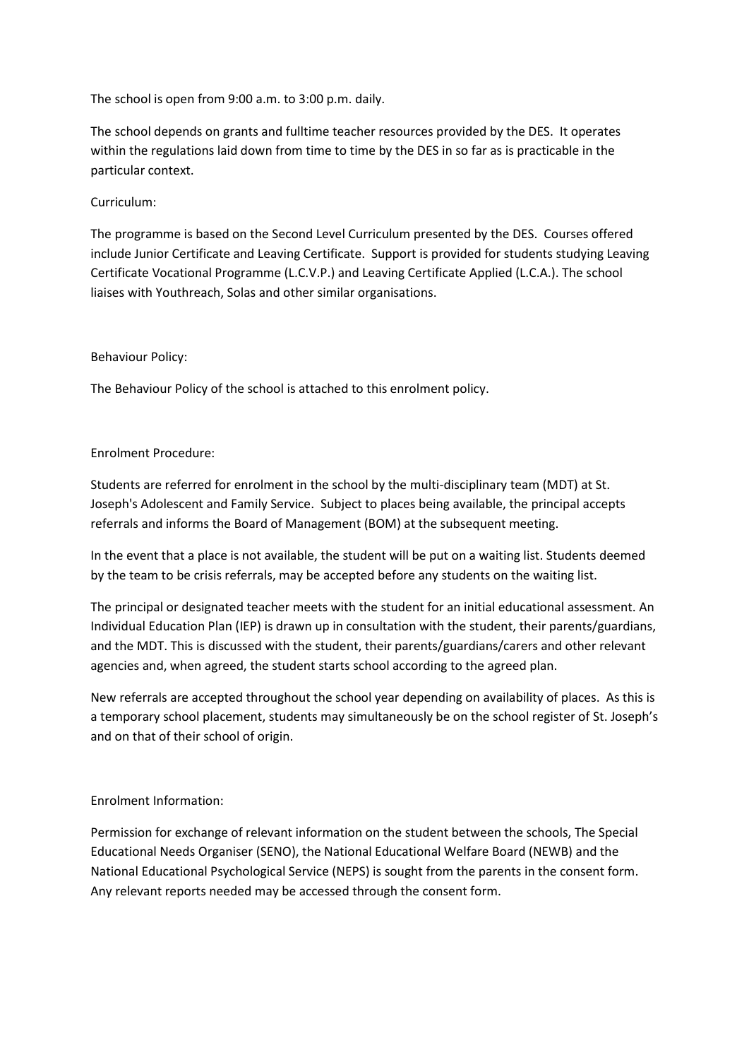The school is open from 9:00 a.m. to 3:00 p.m. daily.

The school depends on grants and fulltime teacher resources provided by the DES. It operates within the regulations laid down from time to time by the DES in so far as is practicable in the particular context.

Curriculum:

The programme is based on the Second Level Curriculum presented by the DES. Courses offered include Junior Certificate and Leaving Certificate. Support is provided for students studying Leaving Certificate Vocational Programme (L.C.V.P.) and Leaving Certificate Applied (L.C.A.). The school liaises with Youthreach, Solas and other similar organisations.

Behaviour Policy:

The Behaviour Policy of the school is attached to this enrolment policy.

Enrolment Procedure:

Students are referred for enrolment in the school by the multi-disciplinary team (MDT) at St. Joseph's Adolescent and Family Service. Subject to places being available, the principal accepts referrals and informs the Board of Management (BOM) at the subsequent meeting.

In the event that a place is not available, the student will be put on a waiting list. Students deemed by the team to be crisis referrals, may be accepted before any students on the waiting list.

The principal or designated teacher meets with the student for an initial educational assessment. An Individual Education Plan (IEP) is drawn up in consultation with the student, their parents/guardians, and the MDT. This is discussed with the student, their parents/guardians/carers and other relevant agencies and, when agreed, the student starts school according to the agreed plan.

New referrals are accepted throughout the school year depending on availability of places. As this is a temporary school placement, students may simultaneously be on the school register of St. Joseph's and on that of their school of origin.

Enrolment Information:

Permission for exchange of relevant information on the student between the schools, The Special Educational Needs Organiser (SENO), the National Educational Welfare Board (NEWB) and the National Educational Psychological Service (NEPS) is sought from the parents in the consent form. Any relevant reports needed may be accessed through the consent form.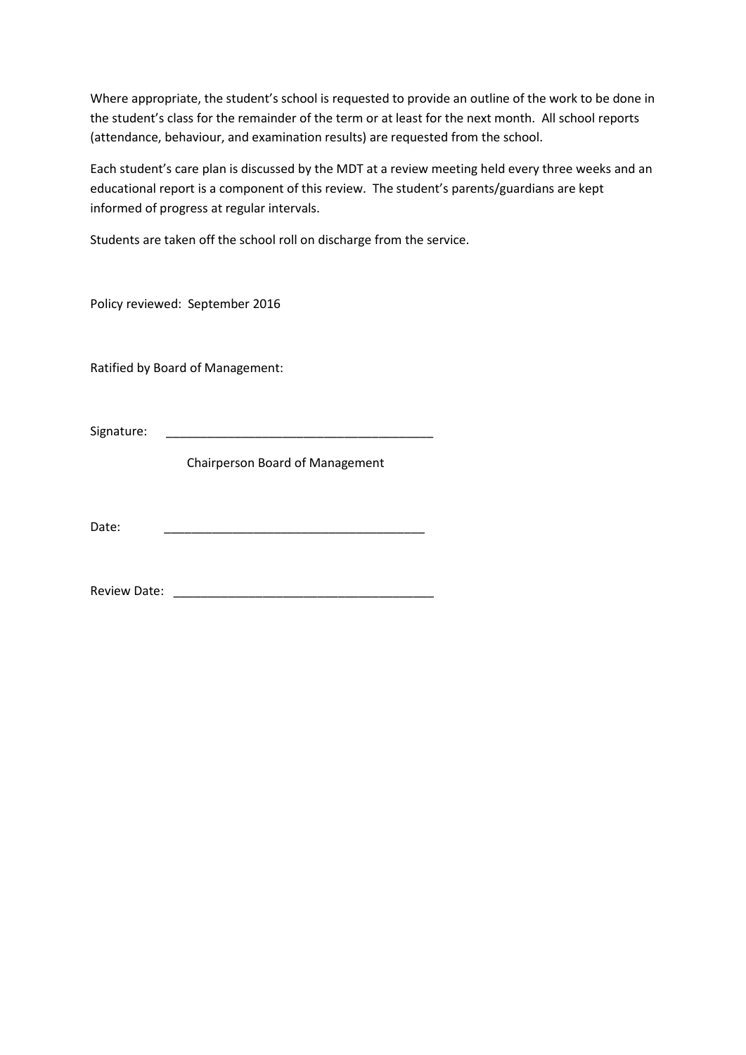Where appropriate, the student's school is requested to provide an outline of the work to be done in the student's class for the remainder of the term or at least for the next month. All school reports (attendance, behaviour, and examination results) are requested from the school.

Each student's care plan is discussed by the MDT at a review meeting held every three weeks and an educational report is a component of this review. The student's parents/guardians are kept informed of progress at regular intervals.

Students are taken off the school roll on discharge from the service.

Policy reviewed: September 2016

Ratified by Board of Management:

Signature: _______________________________________

Chairperson Board of Management

Date: _______________________________________

Review Date: _______________________________________